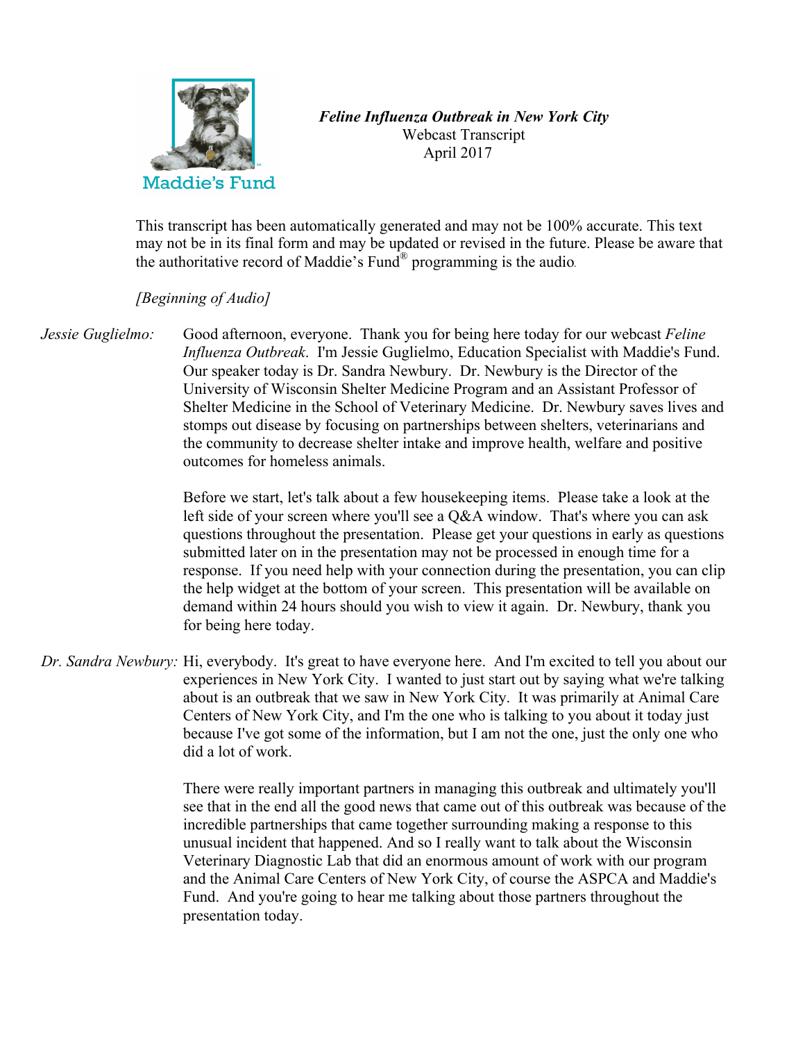Maddie's Fund

***Feline Influenza Outbreak in New York City***
Webcast Transcript
April 2017

This transcript has been automatically generated and may not be 100% accurate. This text may not be in its final form and may be updated or revised in the future. Please be aware that the authoritative record of Maddie's Fund® programming is the audio.

*[Beginning of Audio]*

*Jessie Guglielmo:* Good afternoon, everyone. Thank you for being here today for our webcast *Feline Influenza Outbreak*. I'm Jessie Guglielmo, Education Specialist with Maddie's Fund. Our speaker today is Dr. Sandra Newbury. Dr. Newbury is the Director of the University of Wisconsin Shelter Medicine Program and an Assistant Professor of Shelter Medicine in the School of Veterinary Medicine. Dr. Newbury saves lives and stomps out disease by focusing on partnerships between shelters, veterinarians and the community to decrease shelter intake and improve health, welfare and positive outcomes for homeless animals.

Before we start, let's talk about a few housekeeping items. Please take a look at the left side of your screen where you'll see a Q&A window. That's where you can ask questions throughout the presentation. Please get your questions in early as questions submitted later on in the presentation may not be processed in enough time for a response. If you need help with your connection during the presentation, you can clip the help widget at the bottom of your screen. This presentation will be available on demand within 24 hours should you wish to view it again. Dr. Newbury, thank you for being here today.

*Dr. Sandra Newbury:* Hi, everybody. It's great to have everyone here. And I'm excited to tell you about our experiences in New York City. I wanted to just start out by saying what we're talking about is an outbreak that we saw in New York City. It was primarily at Animal Care Centers of New York City, and I'm the one who is talking to you about it today just because I've got some of the information, but I am not the one, just the only one who did a lot of work.

There were really important partners in managing this outbreak and ultimately you'll see that in the end all the good news that came out of this outbreak was because of the incredible partnerships that came together surrounding making a response to this unusual incident that happened. And so I really want to talk about the Wisconsin Veterinary Diagnostic Lab that did an enormous amount of work with our program and the Animal Care Centers of New York City, of course the ASPCA and Maddie's Fund. And you're going to hear me talking about those partners throughout the presentation today.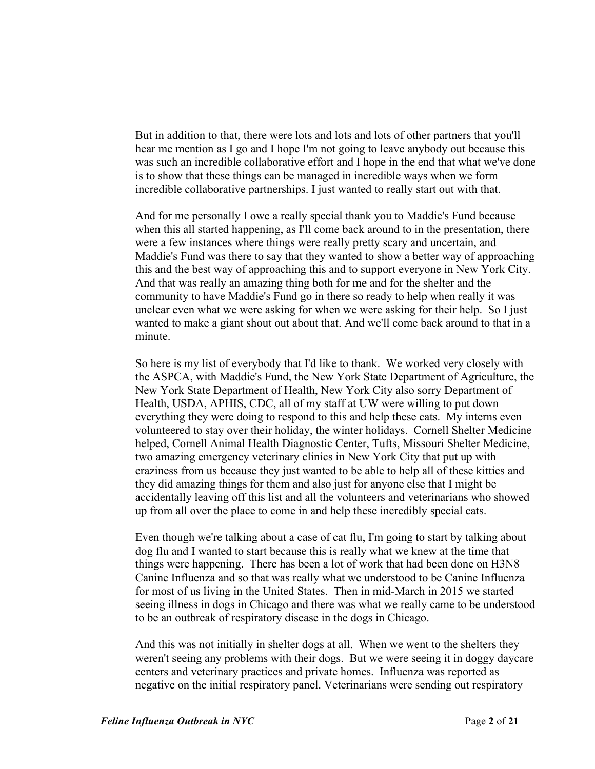But in addition to that, there were lots and lots and lots of other partners that you'll hear me mention as I go and I hope I'm not going to leave anybody out because this was such an incredible collaborative effort and I hope in the end that what we've done is to show that these things can be managed in incredible ways when we form incredible collaborative partnerships. I just wanted to really start out with that.

And for me personally I owe a really special thank you to Maddie's Fund because when this all started happening, as I'll come back around to in the presentation, there were a few instances where things were really pretty scary and uncertain, and Maddie's Fund was there to say that they wanted to show a better way of approaching this and the best way of approaching this and to support everyone in New York City. And that was really an amazing thing both for me and for the shelter and the community to have Maddie's Fund go in there so ready to help when really it was unclear even what we were asking for when we were asking for their help. So I just wanted to make a giant shout out about that. And we'll come back around to that in a minute.

So here is my list of everybody that I'd like to thank. We worked very closely with the ASPCA, with Maddie's Fund, the New York State Department of Agriculture, the New York State Department of Health, New York City also sorry Department of Health, USDA, APHIS, CDC, all of my staff at UW were willing to put down everything they were doing to respond to this and help these cats. My interns even volunteered to stay over their holiday, the winter holidays. Cornell Shelter Medicine helped, Cornell Animal Health Diagnostic Center, Tufts, Missouri Shelter Medicine, two amazing emergency veterinary clinics in New York City that put up with craziness from us because they just wanted to be able to help all of these kitties and they did amazing things for them and also just for anyone else that I might be accidentally leaving off this list and all the volunteers and veterinarians who showed up from all over the place to come in and help these incredibly special cats.

Even though we're talking about a case of cat flu, I'm going to start by talking about dog flu and I wanted to start because this is really what we knew at the time that things were happening. There has been a lot of work that had been done on H3N8 Canine Influenza and so that was really what we understood to be Canine Influenza for most of us living in the United States. Then in mid-March in 2015 we started seeing illness in dogs in Chicago and there was what we really came to be understood to be an outbreak of respiratory disease in the dogs in Chicago.

And this was not initially in shelter dogs at all. When we went to the shelters they weren't seeing any problems with their dogs. But we were seeing it in doggy daycare centers and veterinary practices and private homes. Influenza was reported as negative on the initial respiratory panel. Veterinarians were sending out respiratory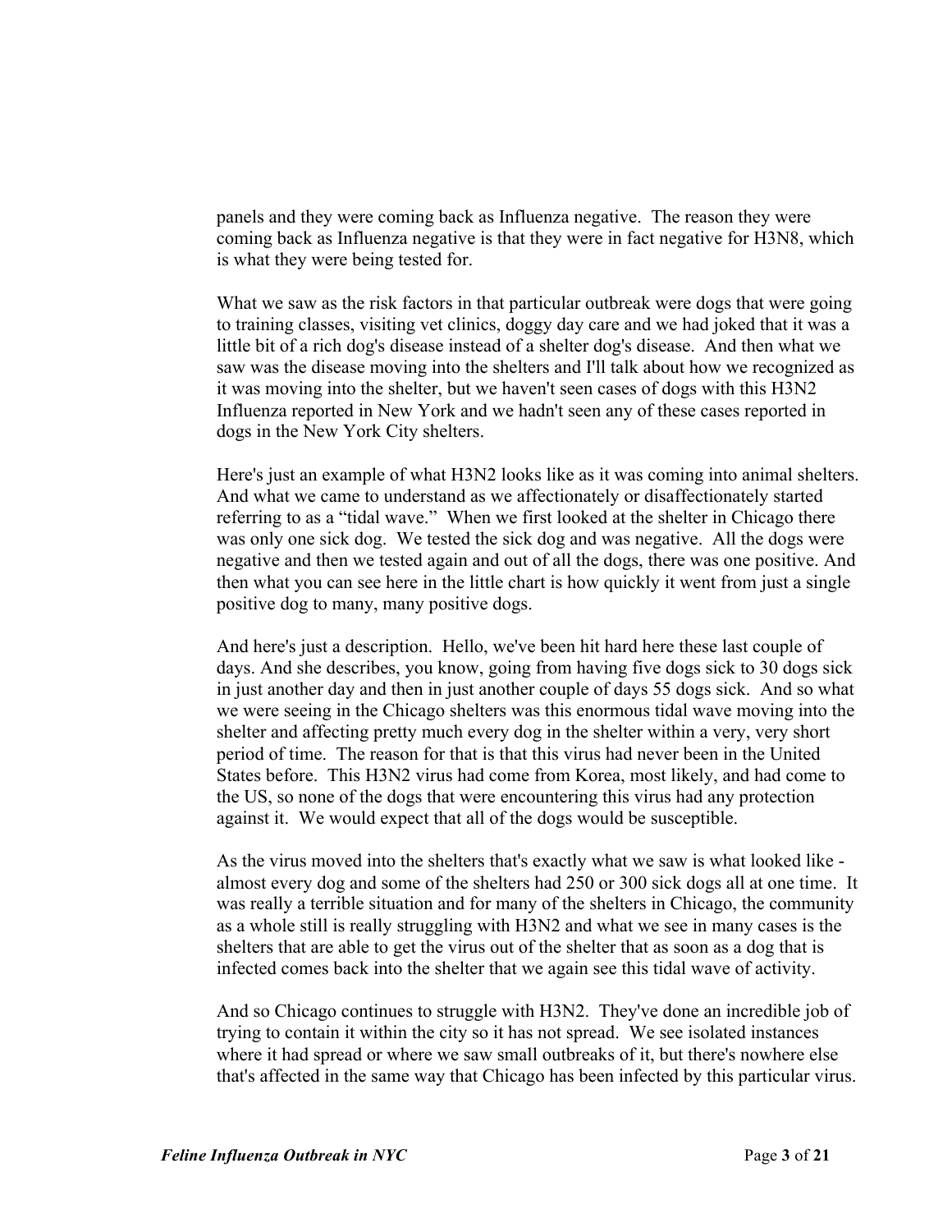panels and they were coming back as Influenza negative. The reason they were coming back as Influenza negative is that they were in fact negative for H3N8, which is what they were being tested for.

What we saw as the risk factors in that particular outbreak were dogs that were going to training classes, visiting vet clinics, doggy day care and we had joked that it was a little bit of a rich dog's disease instead of a shelter dog's disease. And then what we saw was the disease moving into the shelters and I'll talk about how we recognized as it was moving into the shelter, but we haven't seen cases of dogs with this H3N2 Influenza reported in New York and we hadn't seen any of these cases reported in dogs in the New York City shelters.

Here's just an example of what H3N2 looks like as it was coming into animal shelters. And what we came to understand as we affectionately or disaffectionately started referring to as a "tidal wave." When we first looked at the shelter in Chicago there was only one sick dog. We tested the sick dog and was negative. All the dogs were negative and then we tested again and out of all the dogs, there was one positive. And then what you can see here in the little chart is how quickly it went from just a single positive dog to many, many positive dogs.

And here's just a description. Hello, we've been hit hard here these last couple of days. And she describes, you know, going from having five dogs sick to 30 dogs sick in just another day and then in just another couple of days 55 dogs sick. And so what we were seeing in the Chicago shelters was this enormous tidal wave moving into the shelter and affecting pretty much every dog in the shelter within a very, very short period of time. The reason for that is that this virus had never been in the United States before. This H3N2 virus had come from Korea, most likely, and had come to the US, so none of the dogs that were encountering this virus had any protection against it. We would expect that all of the dogs would be susceptible.

As the virus moved into the shelters that's exactly what we saw is what looked like - almost every dog and some of the shelters had 250 or 300 sick dogs all at one time. It was really a terrible situation and for many of the shelters in Chicago, the community as a whole still is really struggling with H3N2 and what we see in many cases is the shelters that are able to get the virus out of the shelter that as soon as a dog that is infected comes back into the shelter that we again see this tidal wave of activity.

And so Chicago continues to struggle with H3N2. They've done an incredible job of trying to contain it within the city so it has not spread. We see isolated instances where it had spread or where we saw small outbreaks of it, but there's nowhere else that's affected in the same way that Chicago has been infected by this particular virus.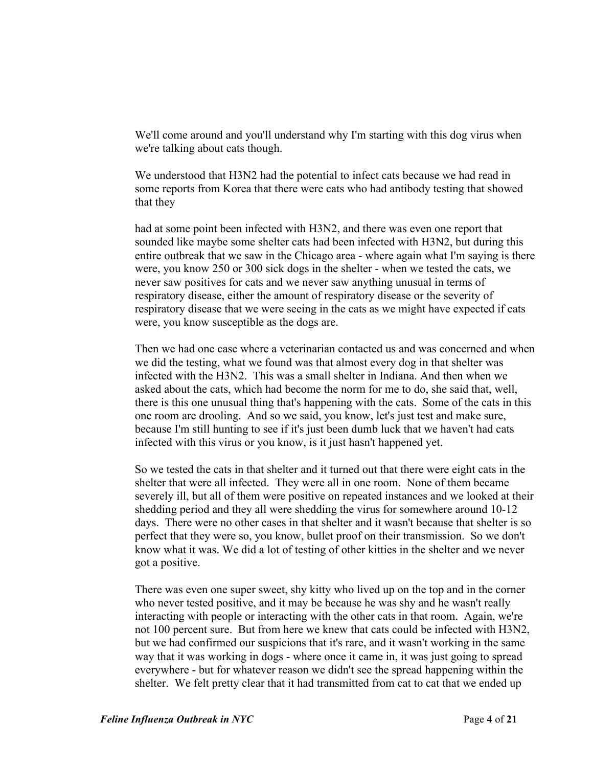We'll come around and you'll understand why I'm starting with this dog virus when we're talking about cats though.

We understood that H3N2 had the potential to infect cats because we had read in some reports from Korea that there were cats who had antibody testing that showed that they

had at some point been infected with H3N2, and there was even one report that sounded like maybe some shelter cats had been infected with H3N2, but during this entire outbreak that we saw in the Chicago area - where again what I'm saying is there were, you know 250 or 300 sick dogs in the shelter - when we tested the cats, we never saw positives for cats and we never saw anything unusual in terms of respiratory disease, either the amount of respiratory disease or the severity of respiratory disease that we were seeing in the cats as we might have expected if cats were, you know susceptible as the dogs are.

Then we had one case where a veterinarian contacted us and was concerned and when we did the testing, what we found was that almost every dog in that shelter was infected with the H3N2. This was a small shelter in Indiana. And then when we asked about the cats, which had become the norm for me to do, she said that, well, there is this one unusual thing that's happening with the cats. Some of the cats in this one room are drooling. And so we said, you know, let's just test and make sure, because I'm still hunting to see if it's just been dumb luck that we haven't had cats infected with this virus or you know, is it just hasn't happened yet.

So we tested the cats in that shelter and it turned out that there were eight cats in the shelter that were all infected. They were all in one room. None of them became severely ill, but all of them were positive on repeated instances and we looked at their shedding period and they all were shedding the virus for somewhere around 10-12 days. There were no other cases in that shelter and it wasn't because that shelter is so perfect that they were so, you know, bullet proof on their transmission. So we don't know what it was. We did a lot of testing of other kitties in the shelter and we never got a positive.

There was even one super sweet, shy kitty who lived up on the top and in the corner who never tested positive, and it may be because he was shy and he wasn't really interacting with people or interacting with the other cats in that room. Again, we're not 100 percent sure. But from here we knew that cats could be infected with H3N2, but we had confirmed our suspicions that it's rare, and it wasn't working in the same way that it was working in dogs - where once it came in, it was just going to spread everywhere - but for whatever reason we didn't see the spread happening within the shelter. We felt pretty clear that it had transmitted from cat to cat that we ended up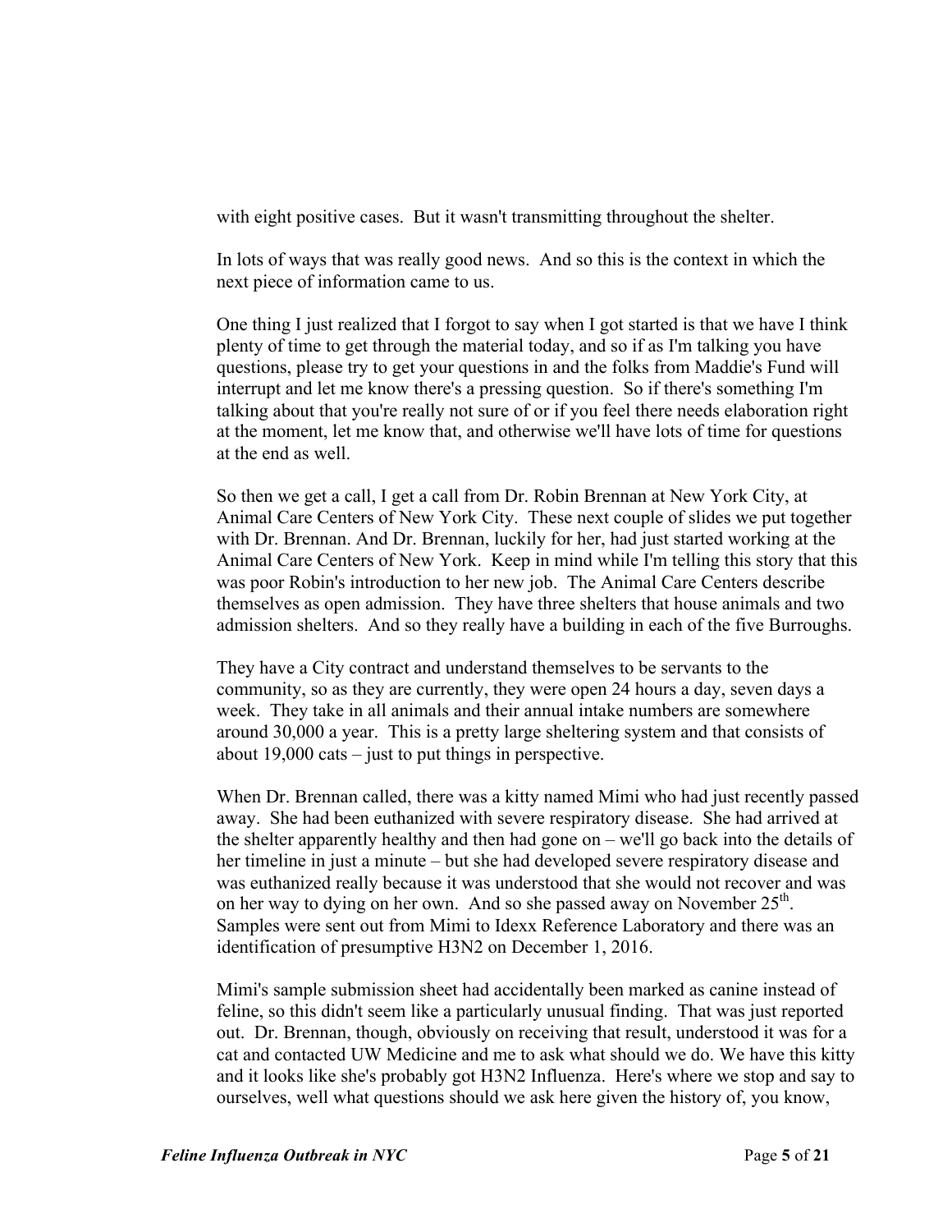with eight positive cases. But it wasn't transmitting throughout the shelter.

In lots of ways that was really good news. And so this is the context in which the next piece of information came to us.

One thing I just realized that I forgot to say when I got started is that we have I think plenty of time to get through the material today, and so if as I'm talking you have questions, please try to get your questions in and the folks from Maddie's Fund will interrupt and let me know there's a pressing question. So if there's something I'm talking about that you're really not sure of or if you feel there needs elaboration right at the moment, let me know that, and otherwise we'll have lots of time for questions at the end as well.

So then we get a call, I get a call from Dr. Robin Brennan at New York City, at Animal Care Centers of New York City. These next couple of slides we put together with Dr. Brennan. And Dr. Brennan, luckily for her, had just started working at the Animal Care Centers of New York. Keep in mind while I'm telling this story that this was poor Robin's introduction to her new job. The Animal Care Centers describe themselves as open admission. They have three shelters that house animals and two admission shelters. And so they really have a building in each of the five Burroughs.

They have a City contract and understand themselves to be servants to the community, so as they are currently, they were open 24 hours a day, seven days a week. They take in all animals and their annual intake numbers are somewhere around 30,000 a year. This is a pretty large sheltering system and that consists of about 19,000 cats – just to put things in perspective.

When Dr. Brennan called, there was a kitty named Mimi who had just recently passed away. She had been euthanized with severe respiratory disease. She had arrived at the shelter apparently healthy and then had gone on – we'll go back into the details of her timeline in just a minute – but she had developed severe respiratory disease and was euthanized really because it was understood that she would not recover and was on her way to dying on her own. And so she passed away on November 25th. Samples were sent out from Mimi to Idexx Reference Laboratory and there was an identification of presumptive H3N2 on December 1, 2016.

Mimi's sample submission sheet had accidentally been marked as canine instead of feline, so this didn't seem like a particularly unusual finding. That was just reported out. Dr. Brennan, though, obviously on receiving that result, understood it was for a cat and contacted UW Medicine and me to ask what should we do. We have this kitty and it looks like she's probably got H3N2 Influenza. Here's where we stop and say to ourselves, well what questions should we ask here given the history of, you know,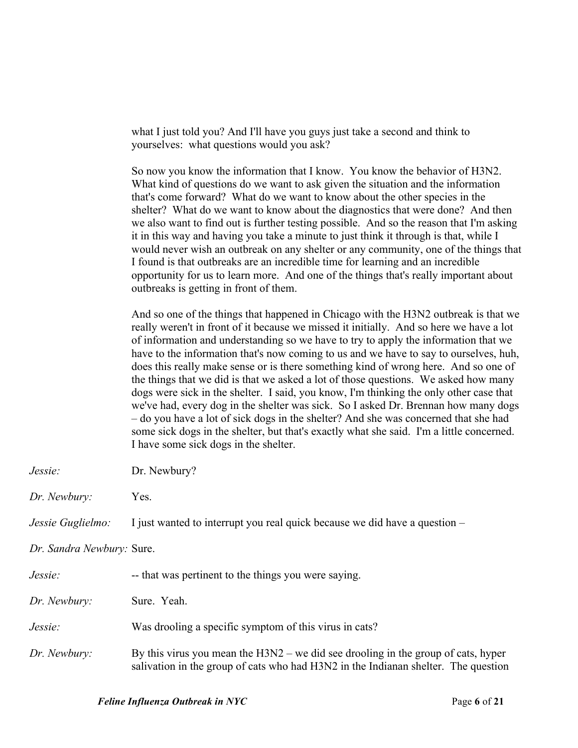what I just told you? And I'll have you guys just take a second and think to yourselves: what questions would you ask?

So now you know the information that I know. You know the behavior of H3N2. What kind of questions do we want to ask given the situation and the information that's come forward? What do we want to know about the other species in the shelter? What do we want to know about the diagnostics that were done? And then we also want to find out is further testing possible. And so the reason that I'm asking it in this way and having you take a minute to just think it through is that, while I would never wish an outbreak on any shelter or any community, one of the things that I found is that outbreaks are an incredible time for learning and an incredible opportunity for us to learn more. And one of the things that's really important about outbreaks is getting in front of them.

And so one of the things that happened in Chicago with the H3N2 outbreak is that we really weren't in front of it because we missed it initially. And so here we have a lot of information and understanding so we have to try to apply the information that we have to the information that's now coming to us and we have to say to ourselves, huh, does this really make sense or is there something kind of wrong here. And so one of the things that we did is that we asked a lot of those questions. We asked how many dogs were sick in the shelter. I said, you know, I'm thinking the only other case that we've had, every dog in the shelter was sick. So I asked Dr. Brennan how many dogs – do you have a lot of sick dogs in the shelter? And she was concerned that she had some sick dogs in the shelter, but that's exactly what she said. I'm a little concerned. I have some sick dogs in the shelter.

*Jessie:* Dr. Newbury?

*Dr. Newbury:* Yes.

*Jessie Guglielmo:* I just wanted to interrupt you real quick because we did have a question –

*Dr. Sandra Newbury:* Sure.

*Jessie:* -- that was pertinent to the things you were saying.

*Dr. Newbury:* Sure. Yeah.

*Jessie:* Was drooling a specific symptom of this virus in cats?

*Dr. Newbury:* By this virus you mean the H3N2 – we did see drooling in the group of cats, hyper salivation in the group of cats who had H3N2 in the Indianan shelter. The question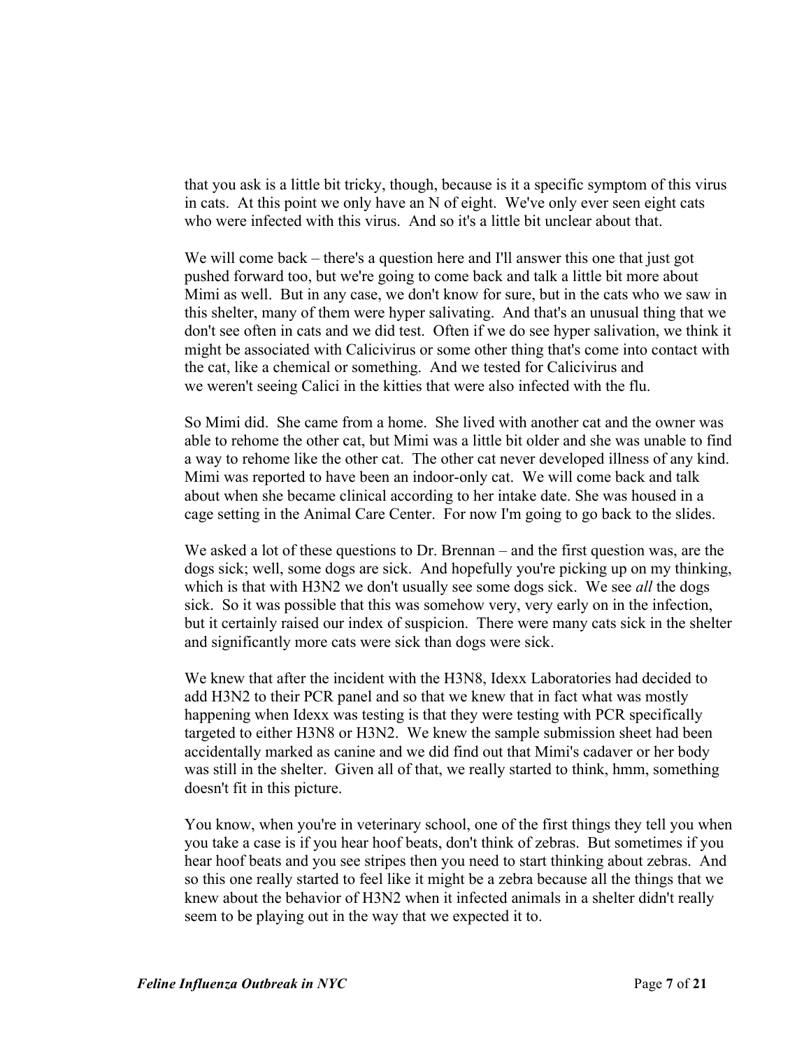that you ask is a little bit tricky, though, because is it a specific symptom of this virus in cats. At this point we only have an N of eight. We've only ever seen eight cats who were infected with this virus. And so it's a little bit unclear about that.

We will come back – there's a question here and I'll answer this one that just got pushed forward too, but we're going to come back and talk a little bit more about Mimi as well. But in any case, we don't know for sure, but in the cats who we saw in this shelter, many of them were hyper salivating. And that's an unusual thing that we don't see often in cats and we did test. Often if we do see hyper salivation, we think it might be associated with Calicivirus or some other thing that's come into contact with the cat, like a chemical or something. And we tested for Calicivirus and we weren't seeing Calici in the kitties that were also infected with the flu.

So Mimi did. She came from a home. She lived with another cat and the owner was able to rehome the other cat, but Mimi was a little bit older and she was unable to find a way to rehome like the other cat. The other cat never developed illness of any kind. Mimi was reported to have been an indoor-only cat. We will come back and talk about when she became clinical according to her intake date. She was housed in a cage setting in the Animal Care Center. For now I'm going to go back to the slides.

We asked a lot of these questions to Dr. Brennan – and the first question was, are the dogs sick; well, some dogs are sick. And hopefully you're picking up on my thinking, which is that with H3N2 we don't usually see some dogs sick. We see *all* the dogs sick. So it was possible that this was somehow very, very early on in the infection, but it certainly raised our index of suspicion. There were many cats sick in the shelter and significantly more cats were sick than dogs were sick.

We knew that after the incident with the H3N8, Idexx Laboratories had decided to add H3N2 to their PCR panel and so that we knew that in fact what was mostly happening when Idexx was testing is that they were testing with PCR specifically targeted to either H3N8 or H3N2. We knew the sample submission sheet had been accidentally marked as canine and we did find out that Mimi's cadaver or her body was still in the shelter. Given all of that, we really started to think, hmm, something doesn't fit in this picture.

You know, when you're in veterinary school, one of the first things they tell you when you take a case is if you hear hoof beats, don't think of zebras. But sometimes if you hear hoof beats and you see stripes then you need to start thinking about zebras. And so this one really started to feel like it might be a zebra because all the things that we knew about the behavior of H3N2 when it infected animals in a shelter didn't really seem to be playing out in the way that we expected it to.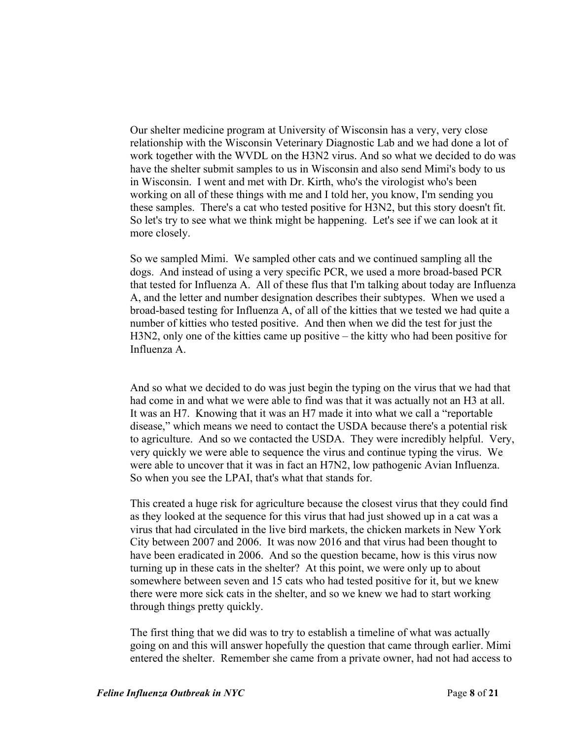Our shelter medicine program at University of Wisconsin has a very, very close relationship with the Wisconsin Veterinary Diagnostic Lab and we had done a lot of work together with the WVDL on the H3N2 virus. And so what we decided to do was have the shelter submit samples to us in Wisconsin and also send Mimi's body to us in Wisconsin. I went and met with Dr. Kirth, who's the virologist who's been working on all of these things with me and I told her, you know, I'm sending you these samples. There's a cat who tested positive for H3N2, but this story doesn't fit. So let's try to see what we think might be happening. Let's see if we can look at it more closely.

So we sampled Mimi. We sampled other cats and we continued sampling all the dogs. And instead of using a very specific PCR, we used a more broad-based PCR that tested for Influenza A. All of these flus that I'm talking about today are Influenza A, and the letter and number designation describes their subtypes. When we used a broad-based testing for Influenza A, of all of the kitties that we tested we had quite a number of kitties who tested positive. And then when we did the test for just the H3N2, only one of the kitties came up positive – the kitty who had been positive for Influenza A.

And so what we decided to do was just begin the typing on the virus that we had that had come in and what we were able to find was that it was actually not an H3 at all. It was an H7. Knowing that it was an H7 made it into what we call a "reportable disease," which means we need to contact the USDA because there's a potential risk to agriculture. And so we contacted the USDA. They were incredibly helpful. Very, very quickly we were able to sequence the virus and continue typing the virus. We were able to uncover that it was in fact an H7N2, low pathogenic Avian Influenza. So when you see the LPAI, that's what that stands for.

This created a huge risk for agriculture because the closest virus that they could find as they looked at the sequence for this virus that had just showed up in a cat was a virus that had circulated in the live bird markets, the chicken markets in New York City between 2007 and 2006. It was now 2016 and that virus had been thought to have been eradicated in 2006. And so the question became, how is this virus now turning up in these cats in the shelter? At this point, we were only up to about somewhere between seven and 15 cats who had tested positive for it, but we knew there were more sick cats in the shelter, and so we knew we had to start working through things pretty quickly.

The first thing that we did was to try to establish a timeline of what was actually going on and this will answer hopefully the question that came through earlier. Mimi entered the shelter. Remember she came from a private owner, had not had access to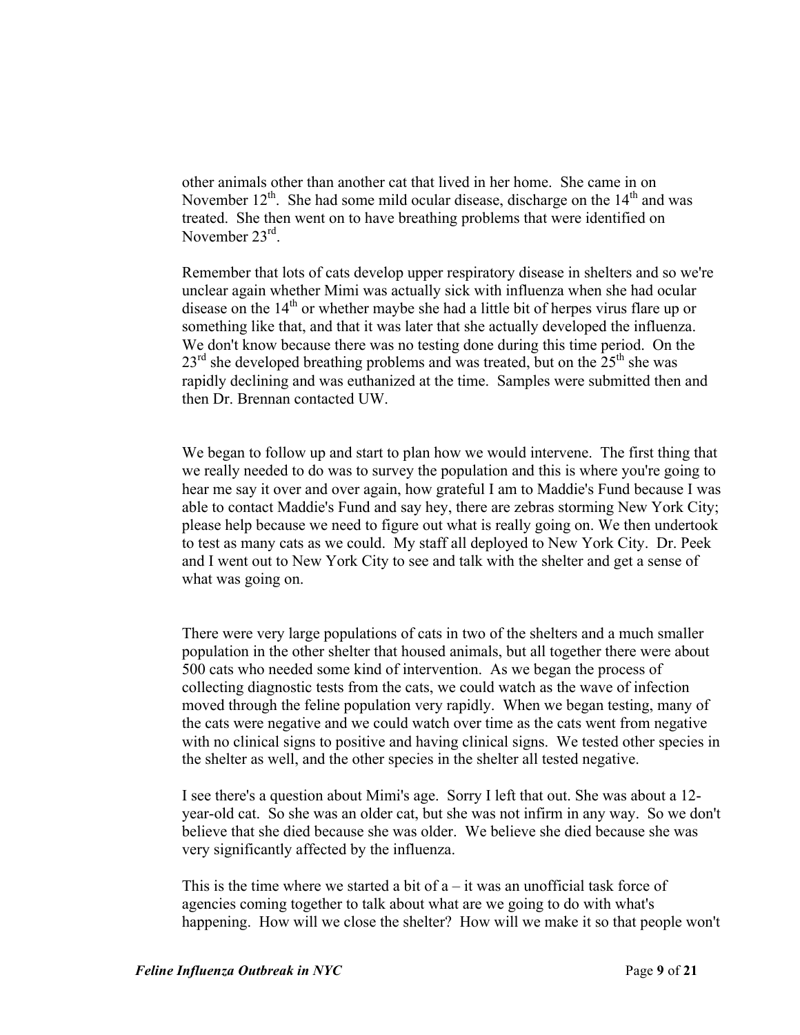other animals other than another cat that lived in her home. She came in on November 12th. She had some mild ocular disease, discharge on the 14th and was treated. She then went on to have breathing problems that were identified on November 23rd.

Remember that lots of cats develop upper respiratory disease in shelters and so we're unclear again whether Mimi was actually sick with influenza when she had ocular disease on the 14th or whether maybe she had a little bit of herpes virus flare up or something like that, and that it was later that she actually developed the influenza. We don't know because there was no testing done during this time period. On the 23rd she developed breathing problems and was treated, but on the 25th she was rapidly declining and was euthanized at the time. Samples were submitted then and then Dr. Brennan contacted UW.

We began to follow up and start to plan how we would intervene. The first thing that we really needed to do was to survey the population and this is where you're going to hear me say it over and over again, how grateful I am to Maddie's Fund because I was able to contact Maddie's Fund and say hey, there are zebras storming New York City; please help because we need to figure out what is really going on. We then undertook to test as many cats as we could. My staff all deployed to New York City. Dr. Peek and I went out to New York City to see and talk with the shelter and get a sense of what was going on.

There were very large populations of cats in two of the shelters and a much smaller population in the other shelter that housed animals, but all together there were about 500 cats who needed some kind of intervention. As we began the process of collecting diagnostic tests from the cats, we could watch as the wave of infection moved through the feline population very rapidly. When we began testing, many of the cats were negative and we could watch over time as the cats went from negative with no clinical signs to positive and having clinical signs. We tested other species in the shelter as well, and the other species in the shelter all tested negative.

I see there's a question about Mimi's age. Sorry I left that out. She was about a 12-year-old cat. So she was an older cat, but she was not infirm in any way. So we don't believe that she died because she was older. We believe she died because she was very significantly affected by the influenza.

This is the time where we started a bit of a – it was an unofficial task force of agencies coming together to talk about what are we going to do with what's happening. How will we close the shelter? How will we make it so that people won't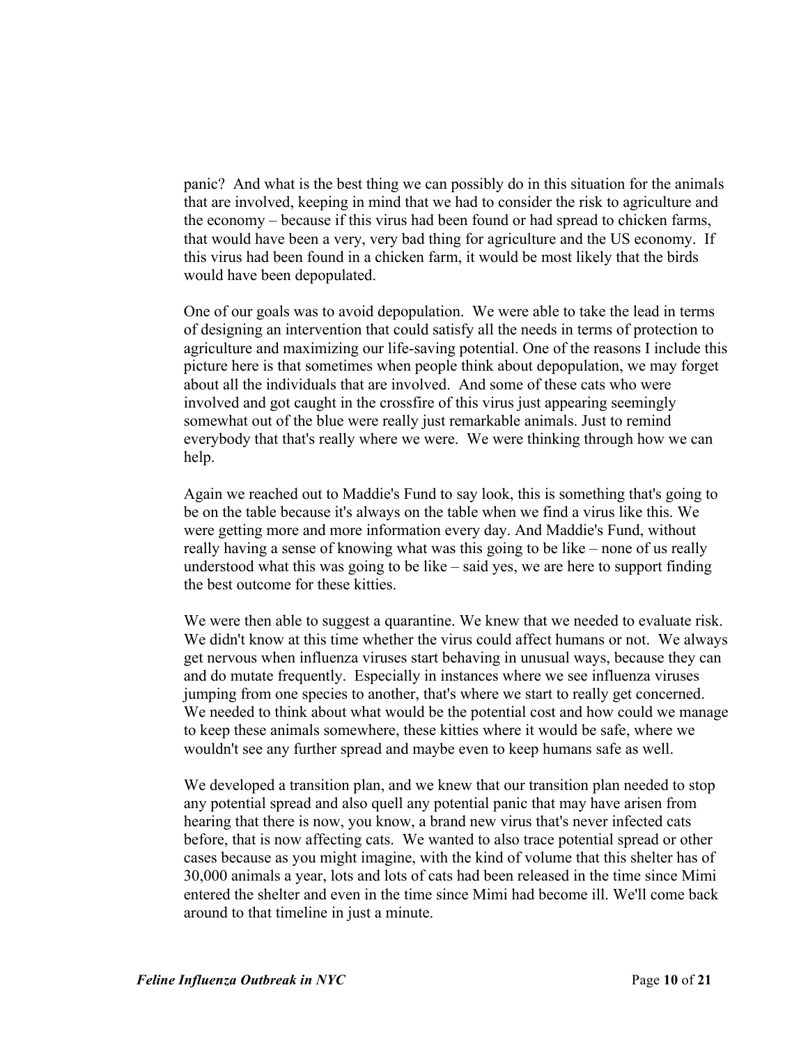panic? And what is the best thing we can possibly do in this situation for the animals that are involved, keeping in mind that we had to consider the risk to agriculture and the economy – because if this virus had been found or had spread to chicken farms, that would have been a very, very bad thing for agriculture and the US economy. If this virus had been found in a chicken farm, it would be most likely that the birds would have been depopulated.

One of our goals was to avoid depopulation. We were able to take the lead in terms of designing an intervention that could satisfy all the needs in terms of protection to agriculture and maximizing our life-saving potential. One of the reasons I include this picture here is that sometimes when people think about depopulation, we may forget about all the individuals that are involved. And some of these cats who were involved and got caught in the crossfire of this virus just appearing seemingly somewhat out of the blue were really just remarkable animals. Just to remind everybody that that's really where we were. We were thinking through how we can help.

Again we reached out to Maddie's Fund to say look, this is something that's going to be on the table because it's always on the table when we find a virus like this. We were getting more and more information every day. And Maddie's Fund, without really having a sense of knowing what was this going to be like – none of us really understood what this was going to be like – said yes, we are here to support finding the best outcome for these kitties.

We were then able to suggest a quarantine. We knew that we needed to evaluate risk. We didn't know at this time whether the virus could affect humans or not. We always get nervous when influenza viruses start behaving in unusual ways, because they can and do mutate frequently. Especially in instances where we see influenza viruses jumping from one species to another, that's where we start to really get concerned. We needed to think about what would be the potential cost and how could we manage to keep these animals somewhere, these kitties where it would be safe, where we wouldn't see any further spread and maybe even to keep humans safe as well.

We developed a transition plan, and we knew that our transition plan needed to stop any potential spread and also quell any potential panic that may have arisen from hearing that there is now, you know, a brand new virus that's never infected cats before, that is now affecting cats. We wanted to also trace potential spread or other cases because as you might imagine, with the kind of volume that this shelter has of 30,000 animals a year, lots and lots of cats had been released in the time since Mimi entered the shelter and even in the time since Mimi had become ill. We'll come back around to that timeline in just a minute.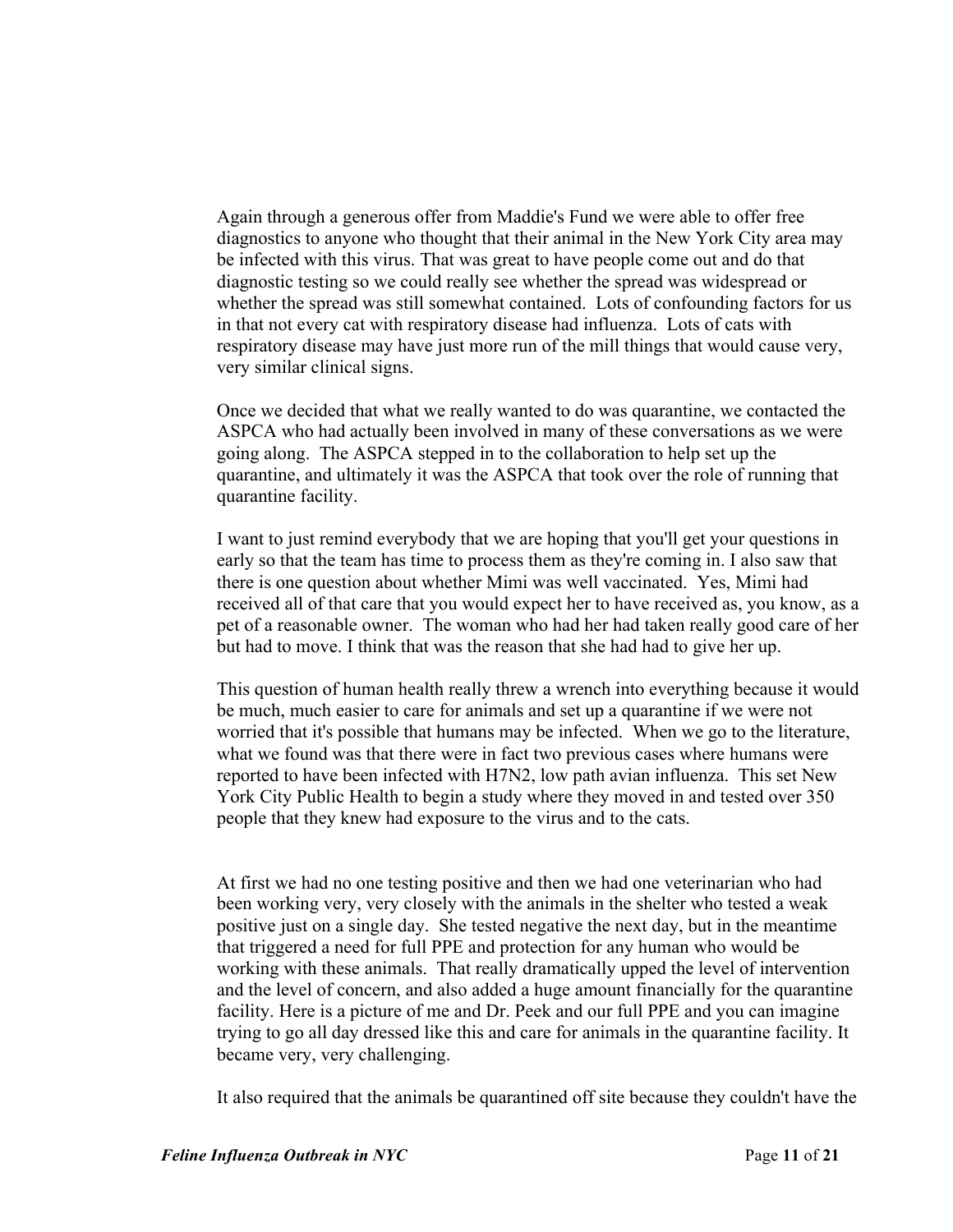Again through a generous offer from Maddie's Fund we were able to offer free diagnostics to anyone who thought that their animal in the New York City area may be infected with this virus. That was great to have people come out and do that diagnostic testing so we could really see whether the spread was widespread or whether the spread was still somewhat contained. Lots of confounding factors for us in that not every cat with respiratory disease had influenza. Lots of cats with respiratory disease may have just more run of the mill things that would cause very, very similar clinical signs.

Once we decided that what we really wanted to do was quarantine, we contacted the ASPCA who had actually been involved in many of these conversations as we were going along. The ASPCA stepped in to the collaboration to help set up the quarantine, and ultimately it was the ASPCA that took over the role of running that quarantine facility.

I want to just remind everybody that we are hoping that you'll get your questions in early so that the team has time to process them as they're coming in. I also saw that there is one question about whether Mimi was well vaccinated. Yes, Mimi had received all of that care that you would expect her to have received as, you know, as a pet of a reasonable owner. The woman who had her had taken really good care of her but had to move. I think that was the reason that she had had to give her up.

This question of human health really threw a wrench into everything because it would be much, much easier to care for animals and set up a quarantine if we were not worried that it's possible that humans may be infected. When we go to the literature, what we found was that there were in fact two previous cases where humans were reported to have been infected with H7N2, low path avian influenza. This set New York City Public Health to begin a study where they moved in and tested over 350 people that they knew had exposure to the virus and to the cats.

At first we had no one testing positive and then we had one veterinarian who had been working very, very closely with the animals in the shelter who tested a weak positive just on a single day. She tested negative the next day, but in the meantime that triggered a need for full PPE and protection for any human who would be working with these animals. That really dramatically upped the level of intervention and the level of concern, and also added a huge amount financially for the quarantine facility. Here is a picture of me and Dr. Peek and our full PPE and you can imagine trying to go all day dressed like this and care for animals in the quarantine facility. It became very, very challenging.

It also required that the animals be quarantined off site because they couldn't have the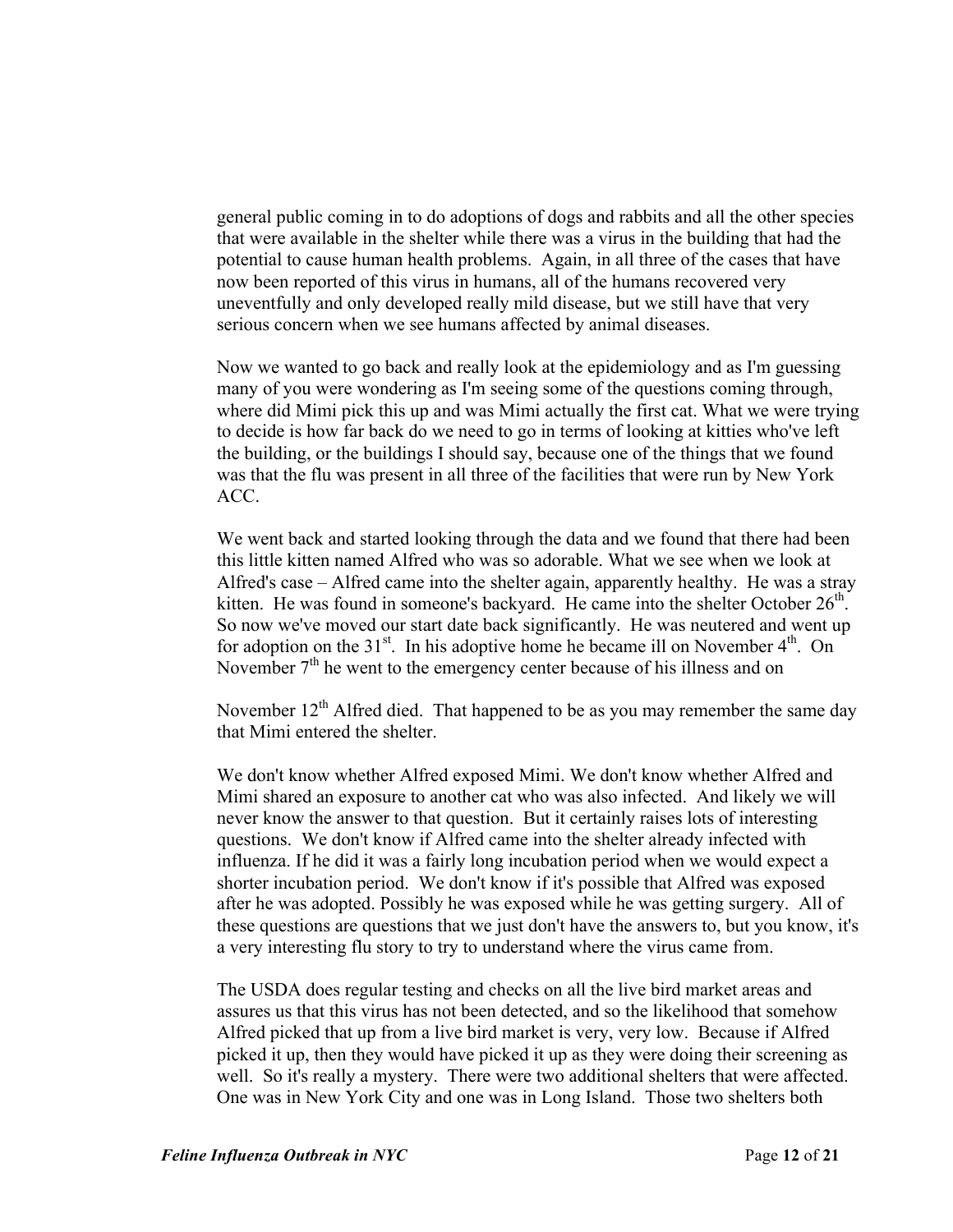general public coming in to do adoptions of dogs and rabbits and all the other species that were available in the shelter while there was a virus in the building that had the potential to cause human health problems. Again, in all three of the cases that have now been reported of this virus in humans, all of the humans recovered very uneventfully and only developed really mild disease, but we still have that very serious concern when we see humans affected by animal diseases.

Now we wanted to go back and really look at the epidemiology and as I'm guessing many of you were wondering as I'm seeing some of the questions coming through, where did Mimi pick this up and was Mimi actually the first cat. What we were trying to decide is how far back do we need to go in terms of looking at kitties who've left the building, or the buildings I should say, because one of the things that we found was that the flu was present in all three of the facilities that were run by New York ACC.

We went back and started looking through the data and we found that there had been this little kitten named Alfred who was so adorable. What we see when we look at Alfred's case – Alfred came into the shelter again, apparently healthy. He was a stray kitten. He was found in someone's backyard. He came into the shelter October 26th. So now we've moved our start date back significantly. He was neutered and went up for adoption on the 31st. In his adoptive home he became ill on November 4th. On November 7th he went to the emergency center because of his illness and on

November 12th Alfred died. That happened to be as you may remember the same day that Mimi entered the shelter.

We don't know whether Alfred exposed Mimi. We don't know whether Alfred and Mimi shared an exposure to another cat who was also infected. And likely we will never know the answer to that question. But it certainly raises lots of interesting questions. We don't know if Alfred came into the shelter already infected with influenza. If he did it was a fairly long incubation period when we would expect a shorter incubation period. We don't know if it's possible that Alfred was exposed after he was adopted. Possibly he was exposed while he was getting surgery. All of these questions are questions that we just don't have the answers to, but you know, it's a very interesting flu story to try to understand where the virus came from.

The USDA does regular testing and checks on all the live bird market areas and assures us that this virus has not been detected, and so the likelihood that somehow Alfred picked that up from a live bird market is very, very low. Because if Alfred picked it up, then they would have picked it up as they were doing their screening as well. So it's really a mystery. There were two additional shelters that were affected. One was in New York City and one was in Long Island. Those two shelters both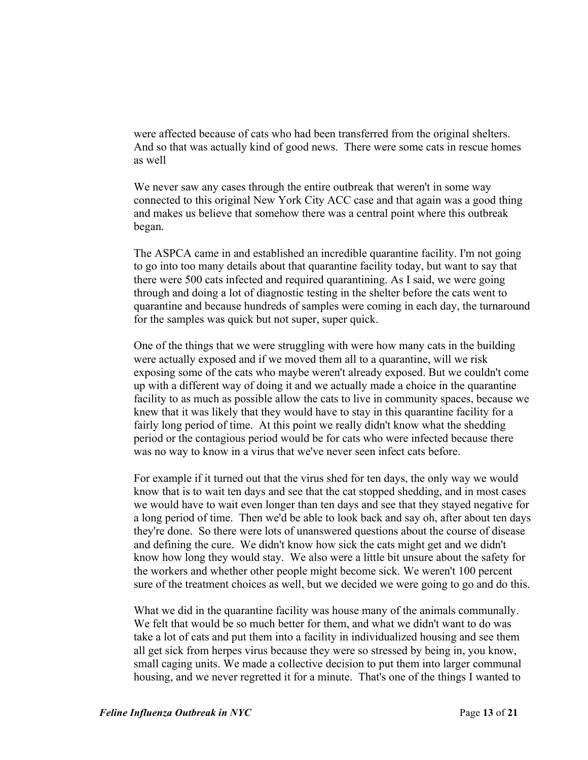were affected because of cats who had been transferred from the original shelters. And so that was actually kind of good news. There were some cats in rescue homes as well

We never saw any cases through the entire outbreak that weren't in some way connected to this original New York City ACC case and that again was a good thing and makes us believe that somehow there was a central point where this outbreak began.

The ASPCA came in and established an incredible quarantine facility. I'm not going to go into too many details about that quarantine facility today, but want to say that there were 500 cats infected and required quarantining. As I said, we were going through and doing a lot of diagnostic testing in the shelter before the cats went to quarantine and because hundreds of samples were coming in each day, the turnaround for the samples was quick but not super, super quick.

One of the things that we were struggling with were how many cats in the building were actually exposed and if we moved them all to a quarantine, will we risk exposing some of the cats who maybe weren't already exposed. But we couldn't come up with a different way of doing it and we actually made a choice in the quarantine facility to as much as possible allow the cats to live in community spaces, because we knew that it was likely that they would have to stay in this quarantine facility for a fairly long period of time. At this point we really didn't know what the shedding period or the contagious period would be for cats who were infected because there was no way to know in a virus that we've never seen infect cats before.

For example if it turned out that the virus shed for ten days, the only way we would know that is to wait ten days and see that the cat stopped shedding, and in most cases we would have to wait even longer than ten days and see that they stayed negative for a long period of time. Then we'd be able to look back and say oh, after about ten days they're done. So there were lots of unanswered questions about the course of disease and defining the cure. We didn't know how sick the cats might get and we didn't know how long they would stay. We also were a little bit unsure about the safety for the workers and whether other people might become sick. We weren't 100 percent sure of the treatment choices as well, but we decided we were going to go and do this.

What we did in the quarantine facility was house many of the animals communally. We felt that would be so much better for them, and what we didn't want to do was take a lot of cats and put them into a facility in individualized housing and see them all get sick from herpes virus because they were so stressed by being in, you know, small caging units. We made a collective decision to put them into larger communal housing, and we never regretted it for a minute. That's one of the things I wanted to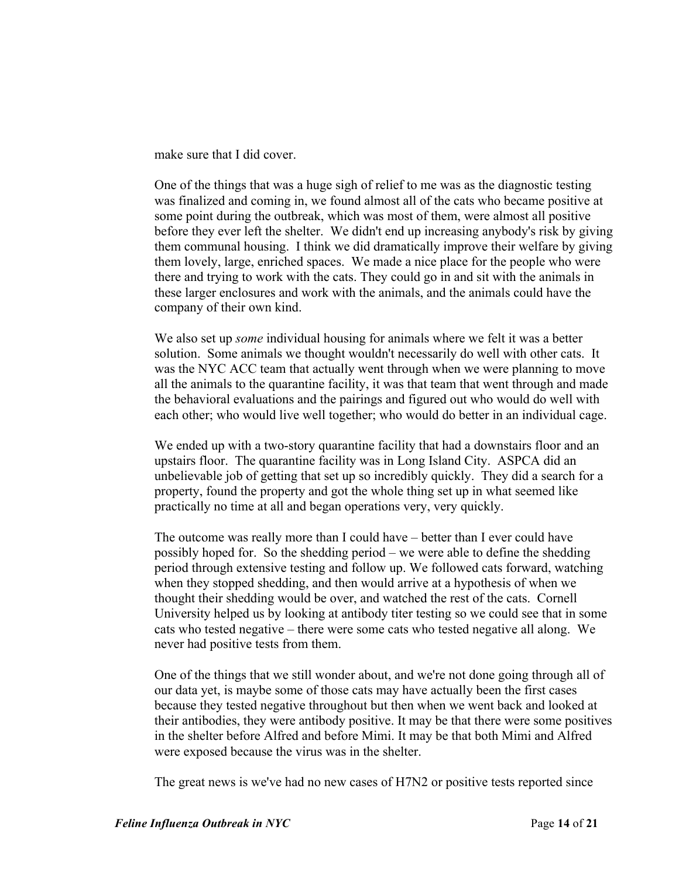make sure that I did cover.

One of the things that was a huge sigh of relief to me was as the diagnostic testing was finalized and coming in, we found almost all of the cats who became positive at some point during the outbreak, which was most of them, were almost all positive before they ever left the shelter. We didn't end up increasing anybody's risk by giving them communal housing. I think we did dramatically improve their welfare by giving them lovely, large, enriched spaces. We made a nice place for the people who were there and trying to work with the cats. They could go in and sit with the animals in these larger enclosures and work with the animals, and the animals could have the company of their own kind.

We also set up *some* individual housing for animals where we felt it was a better solution. Some animals we thought wouldn't necessarily do well with other cats. It was the NYC ACC team that actually went through when we were planning to move all the animals to the quarantine facility, it was that team that went through and made the behavioral evaluations and the pairings and figured out who would do well with each other; who would live well together; who would do better in an individual cage.

We ended up with a two-story quarantine facility that had a downstairs floor and an upstairs floor. The quarantine facility was in Long Island City. ASPCA did an unbelievable job of getting that set up so incredibly quickly. They did a search for a property, found the property and got the whole thing set up in what seemed like practically no time at all and began operations very, very quickly.

The outcome was really more than I could have – better than I ever could have possibly hoped for. So the shedding period – we were able to define the shedding period through extensive testing and follow up. We followed cats forward, watching when they stopped shedding, and then would arrive at a hypothesis of when we thought their shedding would be over, and watched the rest of the cats. Cornell University helped us by looking at antibody titer testing so we could see that in some cats who tested negative – there were some cats who tested negative all along. We never had positive tests from them.

One of the things that we still wonder about, and we're not done going through all of our data yet, is maybe some of those cats may have actually been the first cases because they tested negative throughout but then when we went back and looked at their antibodies, they were antibody positive. It may be that there were some positives in the shelter before Alfred and before Mimi. It may be that both Mimi and Alfred were exposed because the virus was in the shelter.

The great news is we've had no new cases of H7N2 or positive tests reported since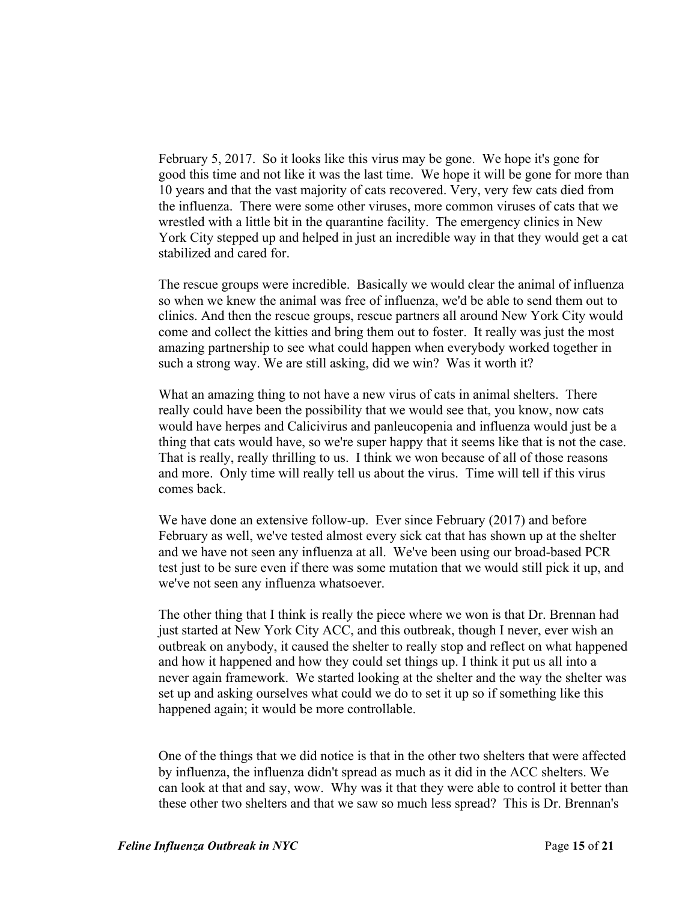February 5, 2017. So it looks like this virus may be gone. We hope it's gone for good this time and not like it was the last time. We hope it will be gone for more than 10 years and that the vast majority of cats recovered. Very, very few cats died from the influenza. There were some other viruses, more common viruses of cats that we wrestled with a little bit in the quarantine facility. The emergency clinics in New York City stepped up and helped in just an incredible way in that they would get a cat stabilized and cared for.

The rescue groups were incredible. Basically we would clear the animal of influenza so when we knew the animal was free of influenza, we'd be able to send them out to clinics. And then the rescue groups, rescue partners all around New York City would come and collect the kitties and bring them out to foster. It really was just the most amazing partnership to see what could happen when everybody worked together in such a strong way. We are still asking, did we win? Was it worth it?

What an amazing thing to not have a new virus of cats in animal shelters. There really could have been the possibility that we would see that, you know, now cats would have herpes and Calicivirus and panleucopenia and influenza would just be a thing that cats would have, so we're super happy that it seems like that is not the case. That is really, really thrilling to us. I think we won because of all of those reasons and more. Only time will really tell us about the virus. Time will tell if this virus comes back.

We have done an extensive follow-up. Ever since February (2017) and before February as well, we've tested almost every sick cat that has shown up at the shelter and we have not seen any influenza at all. We've been using our broad-based PCR test just to be sure even if there was some mutation that we would still pick it up, and we've not seen any influenza whatsoever.

The other thing that I think is really the piece where we won is that Dr. Brennan had just started at New York City ACC, and this outbreak, though I never, ever wish an outbreak on anybody, it caused the shelter to really stop and reflect on what happened and how it happened and how they could set things up. I think it put us all into a never again framework. We started looking at the shelter and the way the shelter was set up and asking ourselves what could we do to set it up so if something like this happened again; it would be more controllable.

One of the things that we did notice is that in the other two shelters that were affected by influenza, the influenza didn't spread as much as it did in the ACC shelters. We can look at that and say, wow. Why was it that they were able to control it better than these other two shelters and that we saw so much less spread? This is Dr. Brennan's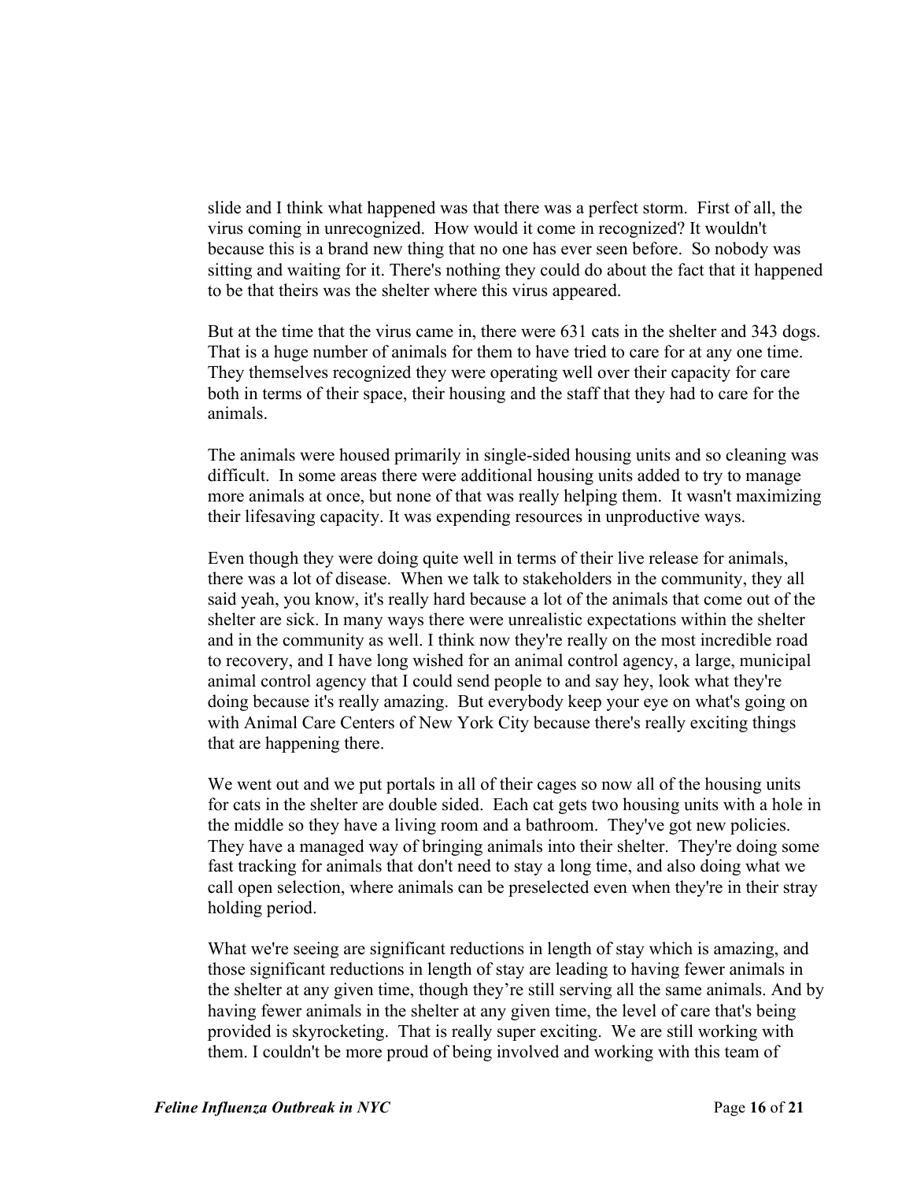slide and I think what happened was that there was a perfect storm. First of all, the virus coming in unrecognized. How would it come in recognized? It wouldn't because this is a brand new thing that no one has ever seen before. So nobody was sitting and waiting for it. There's nothing they could do about the fact that it happened to be that theirs was the shelter where this virus appeared.

But at the time that the virus came in, there were 631 cats in the shelter and 343 dogs. That is a huge number of animals for them to have tried to care for at any one time. They themselves recognized they were operating well over their capacity for care both in terms of their space, their housing and the staff that they had to care for the animals.

The animals were housed primarily in single-sided housing units and so cleaning was difficult. In some areas there were additional housing units added to try to manage more animals at once, but none of that was really helping them. It wasn't maximizing their lifesaving capacity. It was expending resources in unproductive ways.

Even though they were doing quite well in terms of their live release for animals, there was a lot of disease. When we talk to stakeholders in the community, they all said yeah, you know, it's really hard because a lot of the animals that come out of the shelter are sick. In many ways there were unrealistic expectations within the shelter and in the community as well. I think now they're really on the most incredible road to recovery, and I have long wished for an animal control agency, a large, municipal animal control agency that I could send people to and say hey, look what they're doing because it's really amazing. But everybody keep your eye on what's going on with Animal Care Centers of New York City because there's really exciting things that are happening there.

We went out and we put portals in all of their cages so now all of the housing units for cats in the shelter are double sided. Each cat gets two housing units with a hole in the middle so they have a living room and a bathroom. They've got new policies. They have a managed way of bringing animals into their shelter. They're doing some fast tracking for animals that don't need to stay a long time, and also doing what we call open selection, where animals can be preselected even when they're in their stray holding period.

What we're seeing are significant reductions in length of stay which is amazing, and those significant reductions in length of stay are leading to having fewer animals in the shelter at any given time, though they're still serving all the same animals. And by having fewer animals in the shelter at any given time, the level of care that's being provided is skyrocketing. That is really super exciting. We are still working with them. I couldn't be more proud of being involved and working with this team of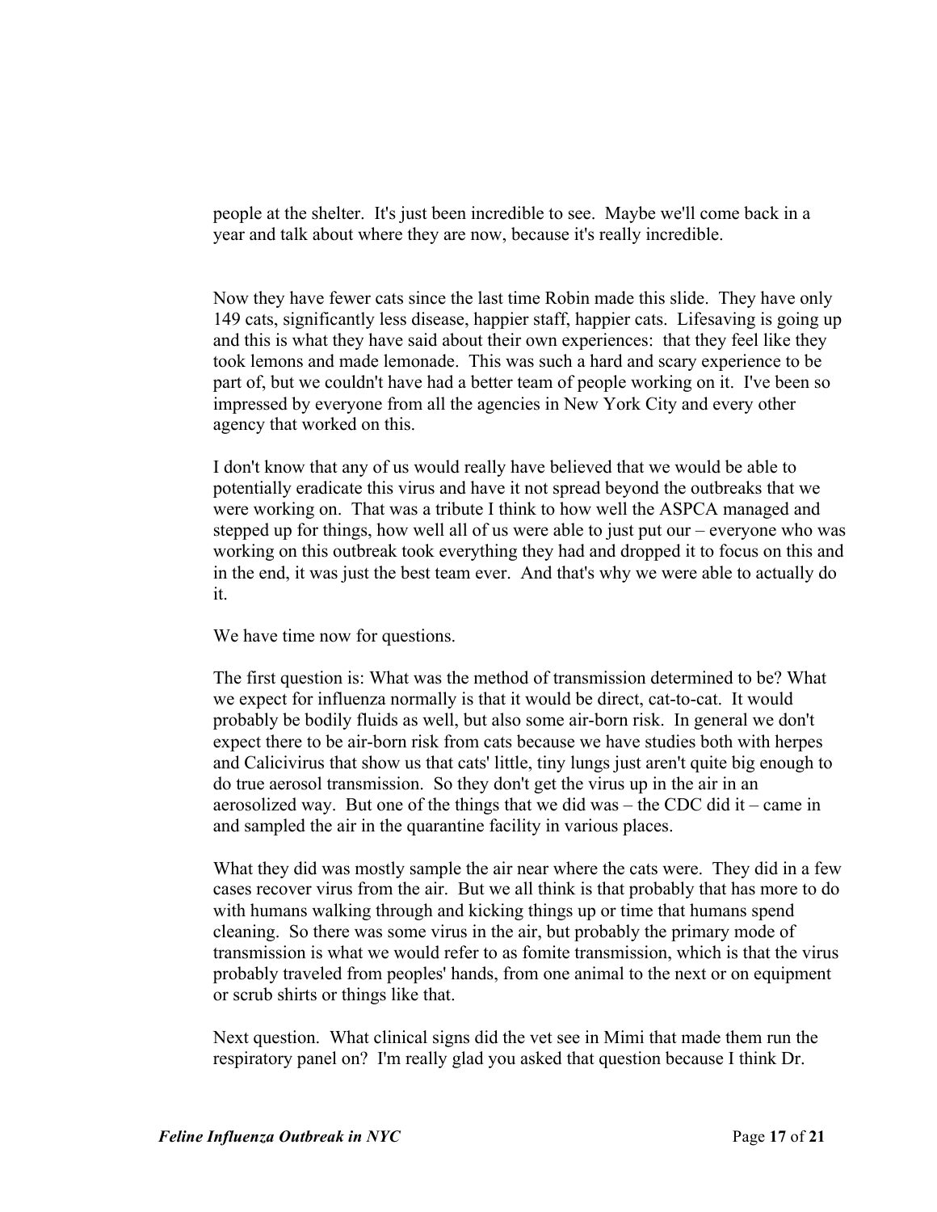people at the shelter. It's just been incredible to see. Maybe we'll come back in a year and talk about where they are now, because it's really incredible.

Now they have fewer cats since the last time Robin made this slide. They have only 149 cats, significantly less disease, happier staff, happier cats. Lifesaving is going up and this is what they have said about their own experiences: that they feel like they took lemons and made lemonade. This was such a hard and scary experience to be part of, but we couldn't have had a better team of people working on it. I've been so impressed by everyone from all the agencies in New York City and every other agency that worked on this.

I don't know that any of us would really have believed that we would be able to potentially eradicate this virus and have it not spread beyond the outbreaks that we were working on. That was a tribute I think to how well the ASPCA managed and stepped up for things, how well all of us were able to just put our – everyone who was working on this outbreak took everything they had and dropped it to focus on this and in the end, it was just the best team ever. And that's why we were able to actually do it.

We have time now for questions.

The first question is: What was the method of transmission determined to be? What we expect for influenza normally is that it would be direct, cat-to-cat. It would probably be bodily fluids as well, but also some air-born risk. In general we don't expect there to be air-born risk from cats because we have studies both with herpes and Calicivirus that show us that cats' little, tiny lungs just aren't quite big enough to do true aerosol transmission. So they don't get the virus up in the air in an aerosolized way. But one of the things that we did was – the CDC did it – came in and sampled the air in the quarantine facility in various places.

What they did was mostly sample the air near where the cats were. They did in a few cases recover virus from the air. But we all think is that probably that has more to do with humans walking through and kicking things up or time that humans spend cleaning. So there was some virus in the air, but probably the primary mode of transmission is what we would refer to as fomite transmission, which is that the virus probably traveled from peoples' hands, from one animal to the next or on equipment or scrub shirts or things like that.

Next question. What clinical signs did the vet see in Mimi that made them run the respiratory panel on? I'm really glad you asked that question because I think Dr.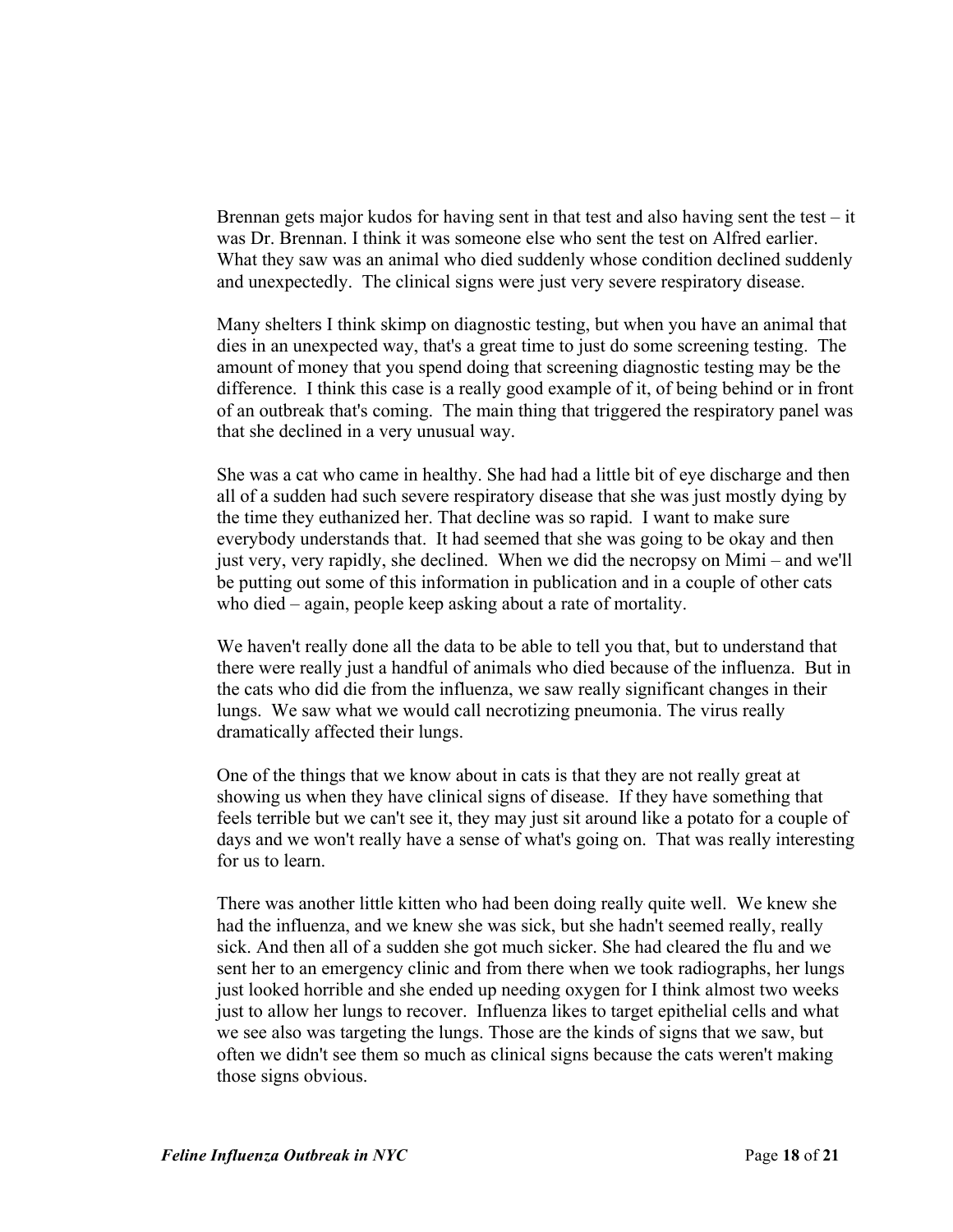Brennan gets major kudos for having sent in that test and also having sent the test – it was Dr. Brennan. I think it was someone else who sent the test on Alfred earlier. What they saw was an animal who died suddenly whose condition declined suddenly and unexpectedly. The clinical signs were just very severe respiratory disease.

Many shelters I think skimp on diagnostic testing, but when you have an animal that dies in an unexpected way, that's a great time to just do some screening testing. The amount of money that you spend doing that screening diagnostic testing may be the difference. I think this case is a really good example of it, of being behind or in front of an outbreak that's coming. The main thing that triggered the respiratory panel was that she declined in a very unusual way.

She was a cat who came in healthy. She had had a little bit of eye discharge and then all of a sudden had such severe respiratory disease that she was just mostly dying by the time they euthanized her. That decline was so rapid. I want to make sure everybody understands that. It had seemed that she was going to be okay and then just very, very rapidly, she declined. When we did the necropsy on Mimi – and we'll be putting out some of this information in publication and in a couple of other cats who died – again, people keep asking about a rate of mortality.

We haven't really done all the data to be able to tell you that, but to understand that there were really just a handful of animals who died because of the influenza. But in the cats who did die from the influenza, we saw really significant changes in their lungs. We saw what we would call necrotizing pneumonia. The virus really dramatically affected their lungs.

One of the things that we know about in cats is that they are not really great at showing us when they have clinical signs of disease. If they have something that feels terrible but we can't see it, they may just sit around like a potato for a couple of days and we won't really have a sense of what's going on. That was really interesting for us to learn.

There was another little kitten who had been doing really quite well. We knew she had the influenza, and we knew she was sick, but she hadn't seemed really, really sick. And then all of a sudden she got much sicker. She had cleared the flu and we sent her to an emergency clinic and from there when we took radiographs, her lungs just looked horrible and she ended up needing oxygen for I think almost two weeks just to allow her lungs to recover. Influenza likes to target epithelial cells and what we see also was targeting the lungs. Those are the kinds of signs that we saw, but often we didn't see them so much as clinical signs because the cats weren't making those signs obvious.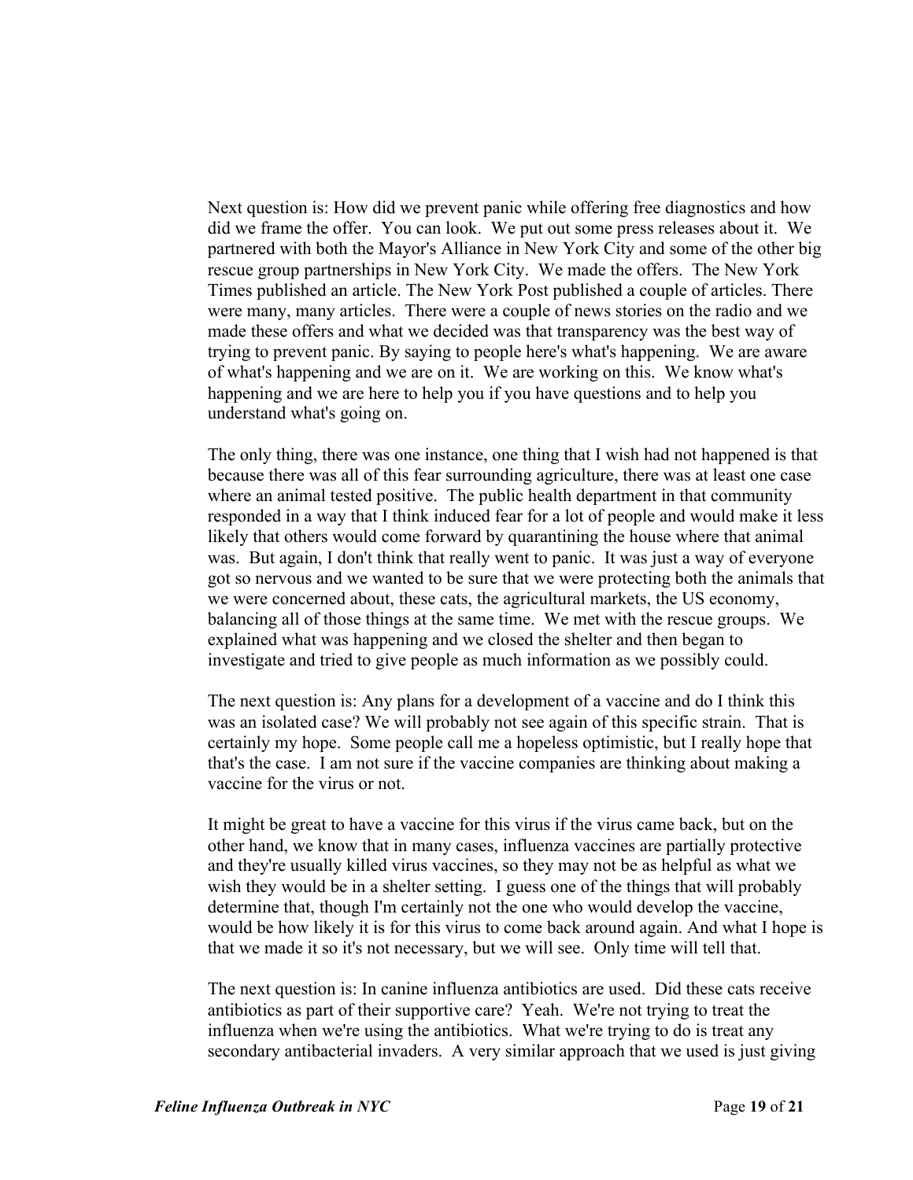Next question is: How did we prevent panic while offering free diagnostics and how did we frame the offer. You can look. We put out some press releases about it. We partnered with both the Mayor's Alliance in New York City and some of the other big rescue group partnerships in New York City. We made the offers. The New York Times published an article. The New York Post published a couple of articles. There were many, many articles. There were a couple of news stories on the radio and we made these offers and what we decided was that transparency was the best way of trying to prevent panic. By saying to people here's what's happening. We are aware of what's happening and we are on it. We are working on this. We know what's happening and we are here to help you if you have questions and to help you understand what's going on.

The only thing, there was one instance, one thing that I wish had not happened is that because there was all of this fear surrounding agriculture, there was at least one case where an animal tested positive. The public health department in that community responded in a way that I think induced fear for a lot of people and would make it less likely that others would come forward by quarantining the house where that animal was. But again, I don't think that really went to panic. It was just a way of everyone got so nervous and we wanted to be sure that we were protecting both the animals that we were concerned about, these cats, the agricultural markets, the US economy, balancing all of those things at the same time. We met with the rescue groups. We explained what was happening and we closed the shelter and then began to investigate and tried to give people as much information as we possibly could.

The next question is: Any plans for a development of a vaccine and do I think this was an isolated case? We will probably not see again of this specific strain. That is certainly my hope. Some people call me a hopeless optimistic, but I really hope that that's the case. I am not sure if the vaccine companies are thinking about making a vaccine for the virus or not.

It might be great to have a vaccine for this virus if the virus came back, but on the other hand, we know that in many cases, influenza vaccines are partially protective and they're usually killed virus vaccines, so they may not be as helpful as what we wish they would be in a shelter setting. I guess one of the things that will probably determine that, though I'm certainly not the one who would develop the vaccine, would be how likely it is for this virus to come back around again. And what I hope is that we made it so it's not necessary, but we will see. Only time will tell that.

The next question is: In canine influenza antibiotics are used. Did these cats receive antibiotics as part of their supportive care? Yeah. We're not trying to treat the influenza when we're using the antibiotics. What we're trying to do is treat any secondary antibacterial invaders. A very similar approach that we used is just giving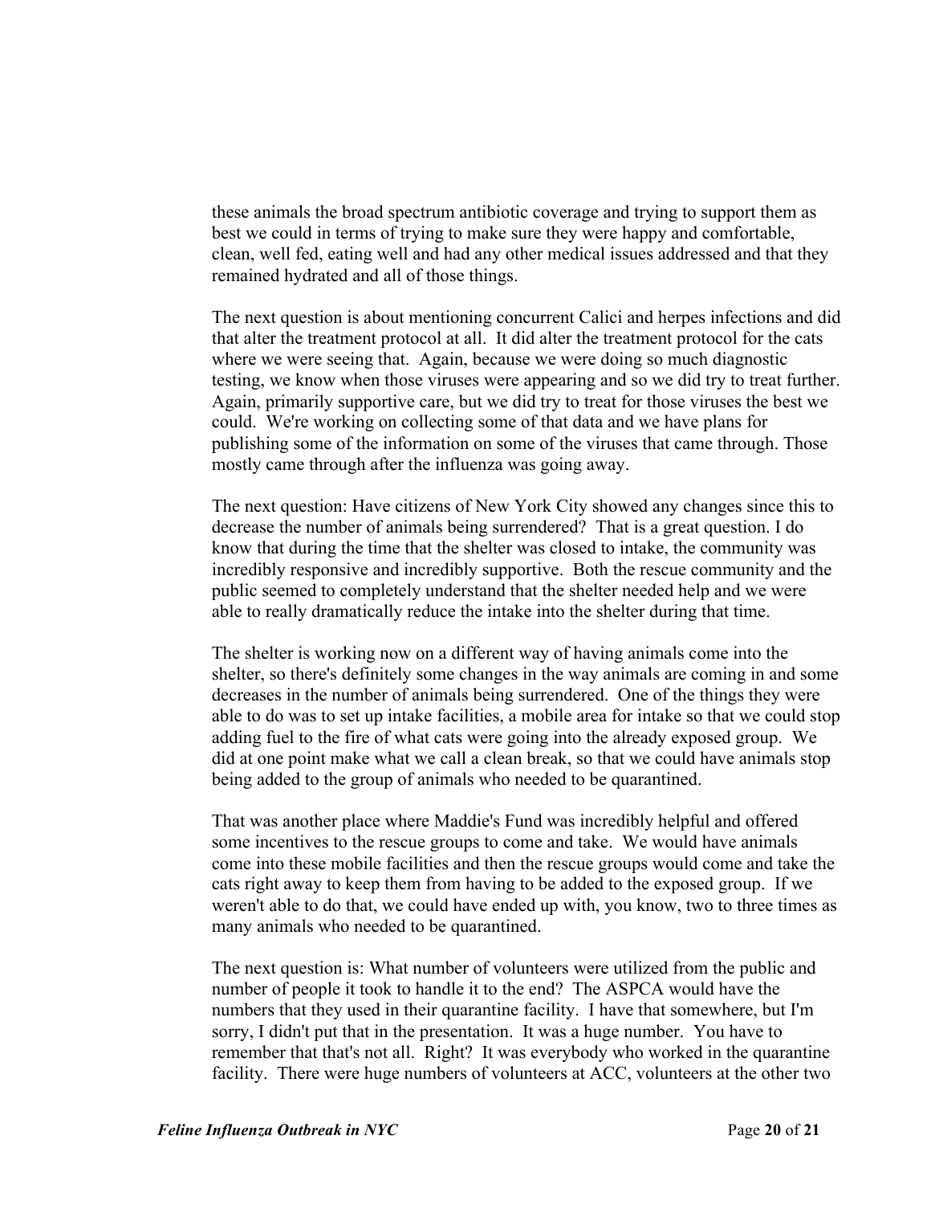these animals the broad spectrum antibiotic coverage and trying to support them as best we could in terms of trying to make sure they were happy and comfortable, clean, well fed, eating well and had any other medical issues addressed and that they remained hydrated and all of those things.

The next question is about mentioning concurrent Calici and herpes infections and did that alter the treatment protocol at all. It did alter the treatment protocol for the cats where we were seeing that. Again, because we were doing so much diagnostic testing, we know when those viruses were appearing and so we did try to treat further. Again, primarily supportive care, but we did try to treat for those viruses the best we could. We're working on collecting some of that data and we have plans for publishing some of the information on some of the viruses that came through. Those mostly came through after the influenza was going away.

The next question: Have citizens of New York City showed any changes since this to decrease the number of animals being surrendered? That is a great question. I do know that during the time that the shelter was closed to intake, the community was incredibly responsive and incredibly supportive. Both the rescue community and the public seemed to completely understand that the shelter needed help and we were able to really dramatically reduce the intake into the shelter during that time.

The shelter is working now on a different way of having animals come into the shelter, so there's definitely some changes in the way animals are coming in and some decreases in the number of animals being surrendered. One of the things they were able to do was to set up intake facilities, a mobile area for intake so that we could stop adding fuel to the fire of what cats were going into the already exposed group. We did at one point make what we call a clean break, so that we could have animals stop being added to the group of animals who needed to be quarantined.

That was another place where Maddie's Fund was incredibly helpful and offered some incentives to the rescue groups to come and take. We would have animals come into these mobile facilities and then the rescue groups would come and take the cats right away to keep them from having to be added to the exposed group. If we weren't able to do that, we could have ended up with, you know, two to three times as many animals who needed to be quarantined.

The next question is: What number of volunteers were utilized from the public and number of people it took to handle it to the end? The ASPCA would have the numbers that they used in their quarantine facility. I have that somewhere, but I'm sorry, I didn't put that in the presentation. It was a huge number. You have to remember that that's not all. Right? It was everybody who worked in the quarantine facility. There were huge numbers of volunteers at ACC, volunteers at the other two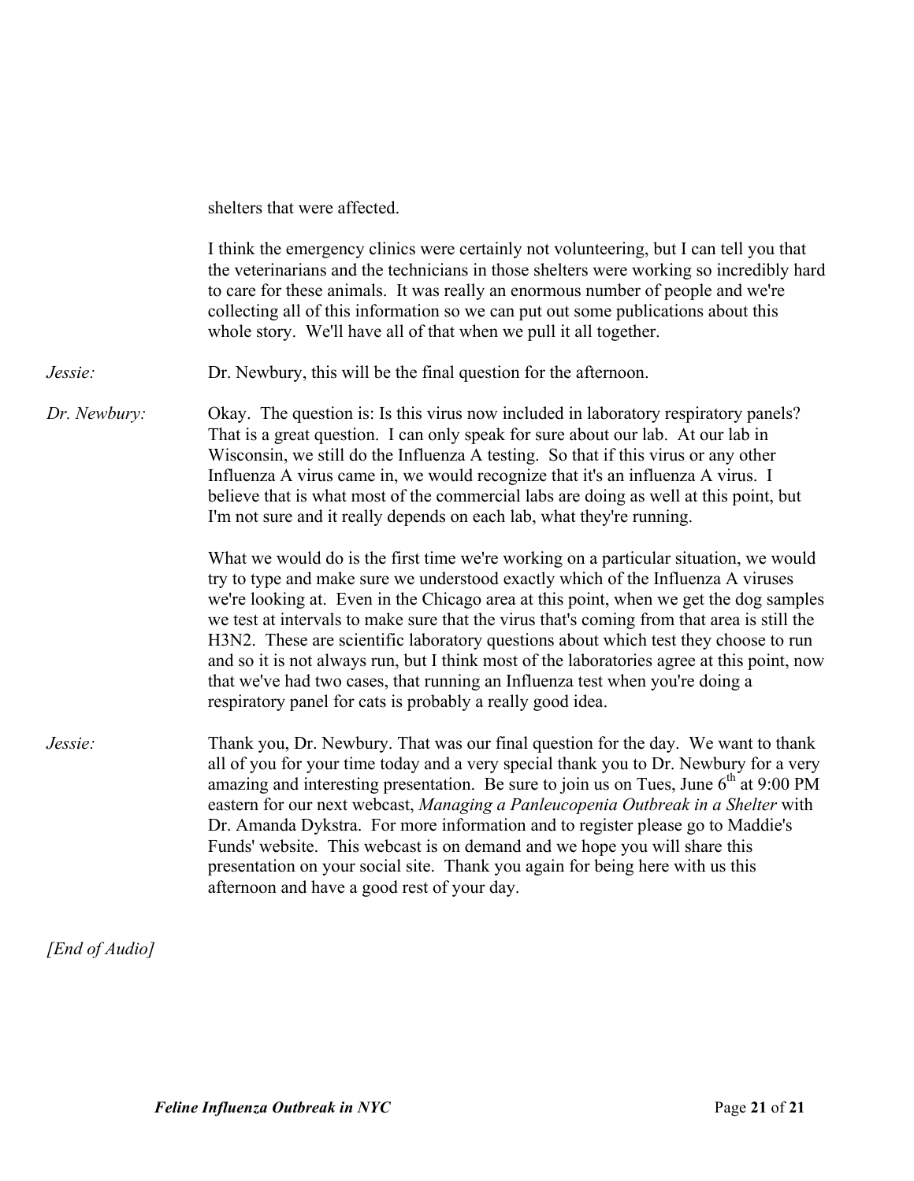shelters that were affected.

I think the emergency clinics were certainly not volunteering, but I can tell you that the veterinarians and the technicians in those shelters were working so incredibly hard to care for these animals. It was really an enormous number of people and we're collecting all of this information so we can put out some publications about this whole story. We'll have all of that when we pull it all together.

*Jessie:* Dr. Newbury, this will be the final question for the afternoon.

*Dr. Newbury:* Okay. The question is: Is this virus now included in laboratory respiratory panels? That is a great question. I can only speak for sure about our lab. At our lab in Wisconsin, we still do the Influenza A testing. So that if this virus or any other Influenza A virus came in, we would recognize that it's an influenza A virus. I believe that is what most of the commercial labs are doing as well at this point, but I'm not sure and it really depends on each lab, what they're running.

What we would do is the first time we're working on a particular situation, we would try to type and make sure we understood exactly which of the Influenza A viruses we're looking at. Even in the Chicago area at this point, when we get the dog samples we test at intervals to make sure that the virus that's coming from that area is still the H3N2. These are scientific laboratory questions about which test they choose to run and so it is not always run, but I think most of the laboratories agree at this point, now that we've had two cases, that running an Influenza test when you're doing a respiratory panel for cats is probably a really good idea.

*Jessie:* Thank you, Dr. Newbury. That was our final question for the day. We want to thank all of you for your time today and a very special thank you to Dr. Newbury for a very amazing and interesting presentation. Be sure to join us on Tues, June 6th at 9:00 PM eastern for our next webcast, *Managing a Panleucopenia Outbreak in a Shelter* with Dr. Amanda Dykstra. For more information and to register please go to Maddie's Funds' website. This webcast is on demand and we hope you will share this presentation on your social site. Thank you again for being here with us this afternoon and have a good rest of your day.

*[End of Audio]*